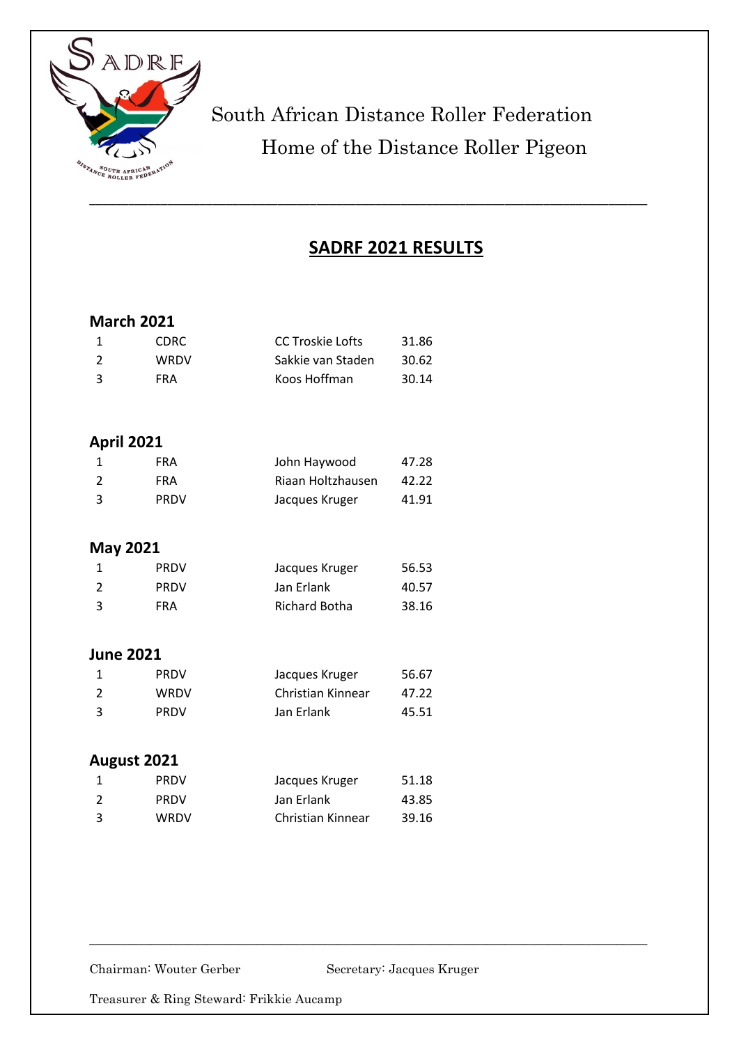South African Distance Roller Federation

Home of the Distance Roller Pigeon

---

## SADRF 2021 RESULTS

### March 2021

| | | | |
|---|---|---|---|
| 1 | CDRC | CC Troskie Lofts | 31.86 |
| 2 | WRDV | Sakkie van Staden | 30.62 |
| 3 | FRA | Koos Hoffman | 30.14 |

### April 2021

| | | | |
|---|---|---|---|
| 1 | FRA | John Haywood | 47.28 |
| 2 | FRA | Riaan Holtzhausen | 42.22 |
| 3 | PRDV | Jacques Kruger | 41.91 |

### May 2021

| | | | |
|---|---|---|---|
| 1 | PRDV | Jacques Kruger | 56.53 |
| 2 | PRDV | Jan Erlank | 40.57 |
| 3 | FRA | Richard Botha | 38.16 |

### June 2021

| | | | |
|---|---|---|---|
| 1 | PRDV | Jacques Kruger | 56.67 |
| 2 | WRDV | Christian Kinnear | 47.22 |
| 3 | PRDV | Jan Erlank | 45.51 |

### August 2021

| | | | |
|---|---|---|---|
| 1 | PRDV | Jacques Kruger | 51.18 |
| 2 | PRDV | Jan Erlank | 43.85 |
| 3 | WRDV | Christian Kinnear | 39.16 |

---

Chairman: Wouter Gerber    Secretary: Jacques Kruger

Treasurer & Ring Steward: Frikkie Aucamp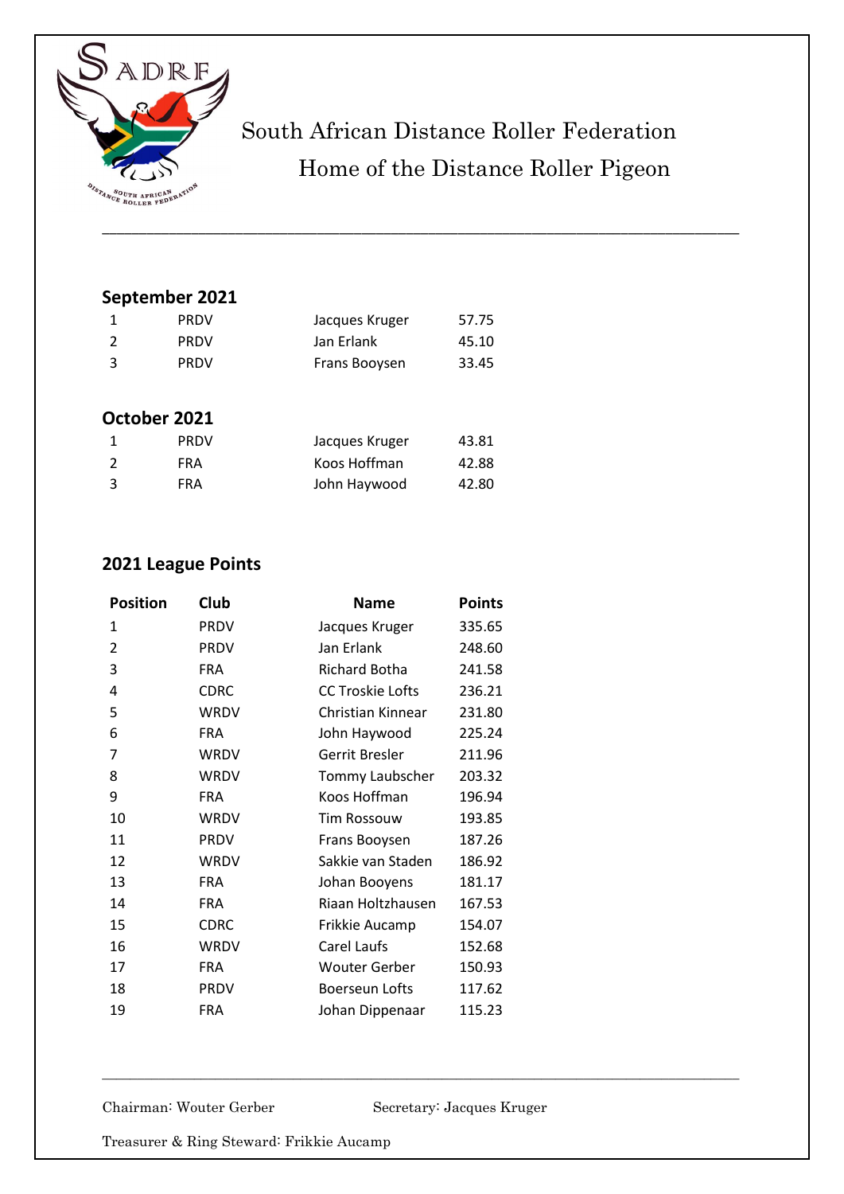South African Distance Roller Federation

Home of the Distance Roller Pigeon

## September 2021

| | | | |
|---|---|---|---|
| 1 | PRDV | Jacques Kruger | 57.75 |
| 2 | PRDV | Jan Erlank | 45.10 |
| 3 | PRDV | Frans Booysen | 33.45 |

## October 2021

| | | | |
|---|---|---|---|
| 1 | PRDV | Jacques Kruger | 43.81 |
| 2 | FRA | Koos Hoffman | 42.88 |
| 3 | FRA | John Haywood | 42.80 |

## 2021 League Points

| Position | Club | Name | Points |
|---|---|---|---|
| 1 | PRDV | Jacques Kruger | 335.65 |
| 2 | PRDV | Jan Erlank | 248.60 |
| 3 | FRA | Richard Botha | 241.58 |
| 4 | CDRC | CC Troskie Lofts | 236.21 |
| 5 | WRDV | Christian Kinnear | 231.80 |
| 6 | FRA | John Haywood | 225.24 |
| 7 | WRDV | Gerrit Bresler | 211.96 |
| 8 | WRDV | Tommy Laubscher | 203.32 |
| 9 | FRA | Koos Hoffman | 196.94 |
| 10 | WRDV | Tim Rossouw | 193.85 |
| 11 | PRDV | Frans Booysen | 187.26 |
| 12 | WRDV | Sakkie van Staden | 186.92 |
| 13 | FRA | Johan Booyens | 181.17 |
| 14 | FRA | Riaan Holtzhausen | 167.53 |
| 15 | CDRC | Frikkie Aucamp | 154.07 |
| 16 | WRDV | Carel Laufs | 152.68 |
| 17 | FRA | Wouter Gerber | 150.93 |
| 18 | PRDV | Boerseun Lofts | 117.62 |
| 19 | FRA | Johan Dippenaar | 115.23 |

Chairman: Wouter Gerber

Secretary: Jacques Kruger

Treasurer & Ring Steward: Frikkie Aucamp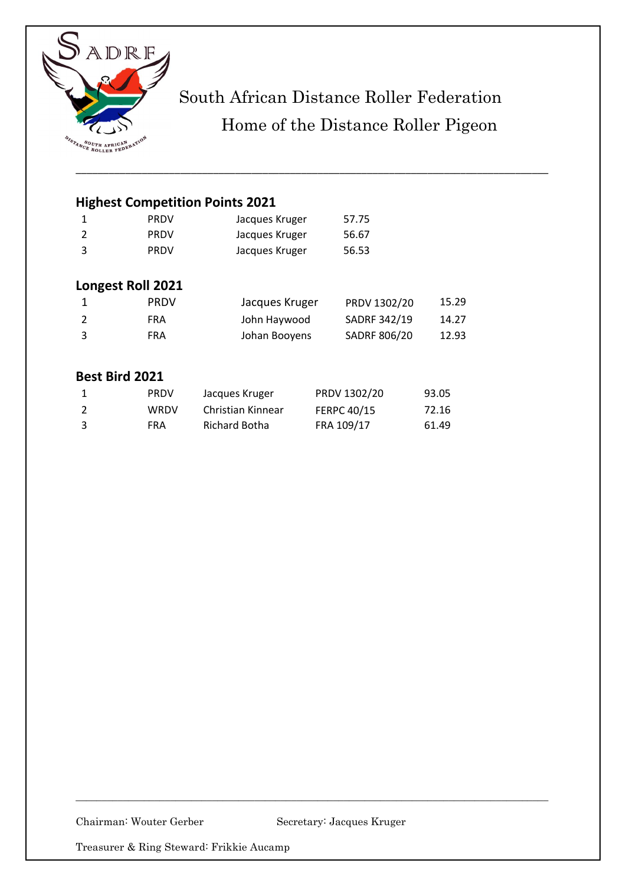South African Distance Roller Federation

Home of the Distance Roller Pigeon

## Highest Competition Points 2021

| | | | |
|---|---|---|---|
| 1 | PRDV | Jacques Kruger | 57.75 |
| 2 | PRDV | Jacques Kruger | 56.67 |
| 3 | PRDV | Jacques Kruger | 56.53 |

## Longest Roll 2021

| | | | | |
|---|---|---|---|---|
| 1 | PRDV | Jacques Kruger | PRDV 1302/20 | 15.29 |
| 2 | FRA | John Haywood | SADRF 342/19 | 14.27 |
| 3 | FRA | Johan Booyens | SADRF 806/20 | 12.93 |

## Best Bird 2021

| | | | | |
|---|---|---|---|---|
| 1 | PRDV | Jacques Kruger | PRDV 1302/20 | 93.05 |
| 2 | WRDV | Christian Kinnear | FERPC 40/15 | 72.16 |
| 3 | FRA | Richard Botha | FRA 109/17 | 61.49 |

Chairman: Wouter Gerber Secretary: Jacques Kruger

Treasurer & Ring Steward: Frikkie Aucamp